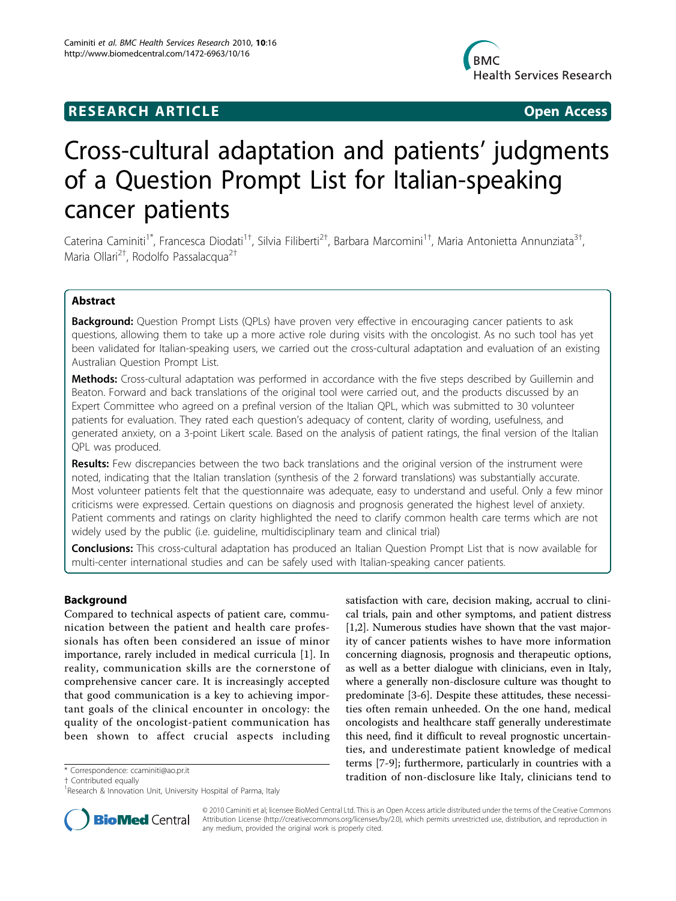RESEARCH ARTICLE Open Access

# Cross-cultural adaptation and patients' judgments of a Question Prompt List for Italian-speaking cancer patients

Caterina Caminiti[1*], Francesca Diodati[1†], Silvia Filiberti[2†], Barbara Marcomini[1†], Maria Antonietta Annunziata[3†], Maria Ollari[2†], Rodolfo Passalacqua[2†]

## Abstract

**Background:** Question Prompt Lists (QPLs) have proven very effective in encouraging cancer patients to ask questions, allowing them to take up a more active role during visits with the oncologist. As no such tool has yet been validated for Italian-speaking users, we carried out the cross-cultural adaptation and evaluation of an existing Australian Question Prompt List.

**Methods:** Cross-cultural adaptation was performed in accordance with the five steps described by Guillemin and Beaton. Forward and back translations of the original tool were carried out, and the products discussed by an Expert Committee who agreed on a prefinal version of the Italian QPL, which was submitted to 30 volunteer patients for evaluation. They rated each question's adequacy of content, clarity of wording, usefulness, and generated anxiety, on a 3-point Likert scale. Based on the analysis of patient ratings, the final version of the Italian QPL was produced.

**Results:** Few discrepancies between the two back translations and the original version of the instrument were noted, indicating that the Italian translation (synthesis of the 2 forward translations) was substantially accurate. Most volunteer patients felt that the questionnaire was adequate, easy to understand and useful. Only a few minor criticisms were expressed. Certain questions on diagnosis and prognosis generated the highest level of anxiety. Patient comments and ratings on clarity highlighted the need to clarify common health care terms which are not widely used by the public (i.e. guideline, multidisciplinary team and clinical trial)

**Conclusions:** This cross-cultural adaptation has produced an Italian Question Prompt List that is now available for multi-center international studies and can be safely used with Italian-speaking cancer patients.

## Background

Compared to technical aspects of patient care, communication between the patient and health care professionals has often been considered an issue of minor importance, rarely included in medical curricula [1]. In reality, communication skills are the cornerstone of comprehensive cancer care. It is increasingly accepted that good communication is a key to achieving important goals of the clinical encounter in oncology: the quality of the oncologist-patient communication has been shown to affect crucial aspects including satisfaction with care, decision making, accrual to clinical trials, pain and other symptoms, and patient distress [1,2]. Numerous studies have shown that the vast majority of cancer patients wishes to have more information concerning diagnosis, prognosis and therapeutic options, as well as a better dialogue with clinicians, even in Italy, where a generally non-disclosure culture was thought to predominate [3-6]. Despite these attitudes, these necessities often remain unheeded. On the one hand, medical oncologists and healthcare staff generally underestimate this need, find it difficult to reveal prognostic uncertainties, and underestimate patient knowledge of medical terms [7-9]; furthermore, particularly in countries with a tradition of non-disclosure like Italy, clinicians tend to

\* Correspondence: ccaminiti@ao.pr.it
† Contributed equally
[1]Research & Innovation Unit, University Hospital of Parma, Italy

© 2010 Caminiti et al; licensee BioMed Central Ltd. This is an Open Access article distributed under the terms of the Creative Commons Attribution License (http://creativecommons.org/licenses/by/2.0), which permits unrestricted use, distribution, and reproduction in any medium, provided the original work is properly cited.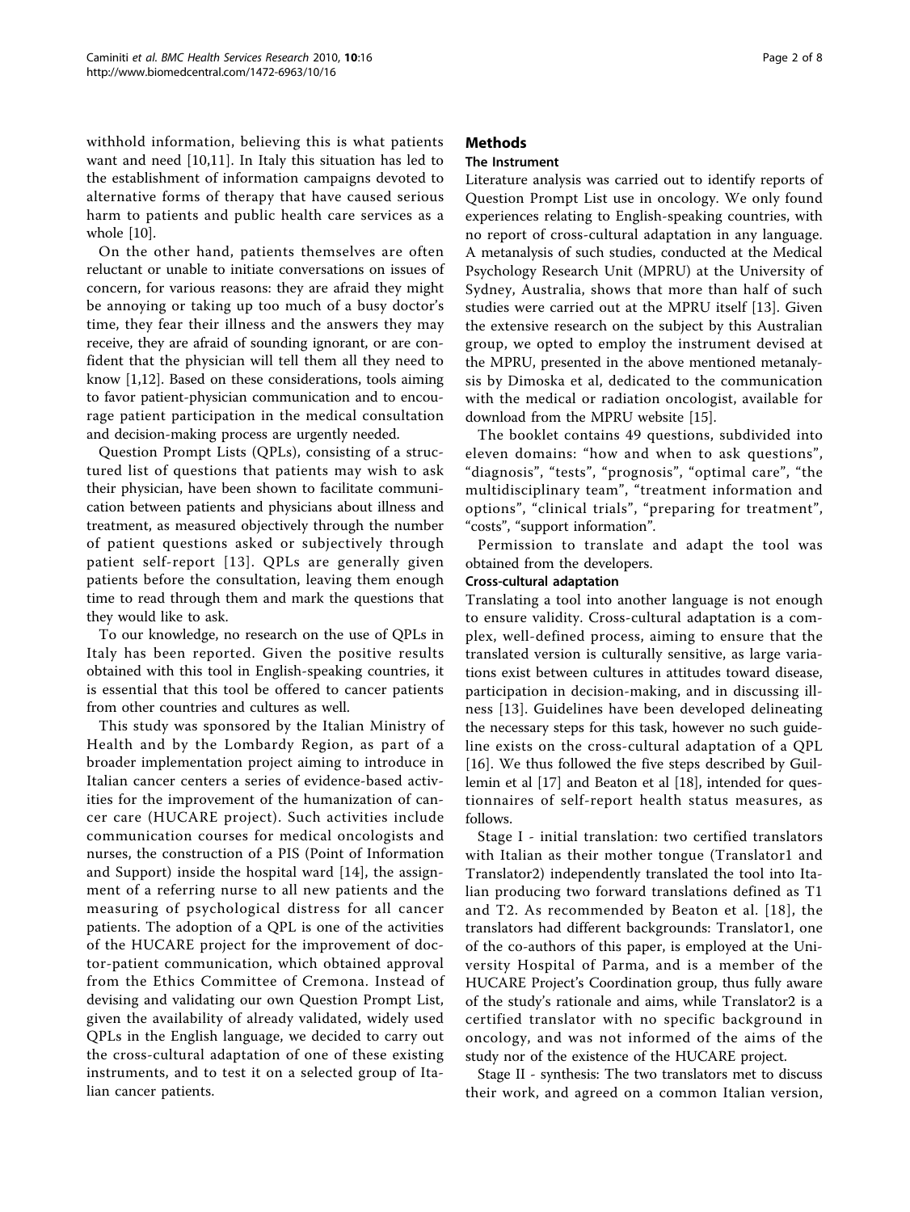withhold information, believing this is what patients want and need [10,11]. In Italy this situation has led to the establishment of information campaigns devoted to alternative forms of therapy that have caused serious harm to patients and public health care services as a whole [10].

On the other hand, patients themselves are often reluctant or unable to initiate conversations on issues of concern, for various reasons: they are afraid they might be annoying or taking up too much of a busy doctor's time, they fear their illness and the answers they may receive, they are afraid of sounding ignorant, or are confident that the physician will tell them all they need to know [1,12]. Based on these considerations, tools aiming to favor patient-physician communication and to encourage patient participation in the medical consultation and decision-making process are urgently needed.

Question Prompt Lists (QPLs), consisting of a structured list of questions that patients may wish to ask their physician, have been shown to facilitate communication between patients and physicians about illness and treatment, as measured objectively through the number of patient questions asked or subjectively through patient self-report [13]. QPLs are generally given patients before the consultation, leaving them enough time to read through them and mark the questions that they would like to ask.

To our knowledge, no research on the use of QPLs in Italy has been reported. Given the positive results obtained with this tool in English-speaking countries, it is essential that this tool be offered to cancer patients from other countries and cultures as well.

This study was sponsored by the Italian Ministry of Health and by the Lombardy Region, as part of a broader implementation project aiming to introduce in Italian cancer centers a series of evidence-based activities for the improvement of the humanization of cancer care (HUCARE project). Such activities include communication courses for medical oncologists and nurses, the construction of a PIS (Point of Information and Support) inside the hospital ward [14], the assignment of a referring nurse to all new patients and the measuring of psychological distress for all cancer patients. The adoption of a QPL is one of the activities of the HUCARE project for the improvement of doctor-patient communication, which obtained approval from the Ethics Committee of Cremona. Instead of devising and validating our own Question Prompt List, given the availability of already validated, widely used QPLs in the English language, we decided to carry out the cross-cultural adaptation of one of these existing instruments, and to test it on a selected group of Italian cancer patients.

## Methods

### The Instrument

Literature analysis was carried out to identify reports of Question Prompt List use in oncology. We only found experiences relating to English-speaking countries, with no report of cross-cultural adaptation in any language. A metanalysis of such studies, conducted at the Medical Psychology Research Unit (MPRU) at the University of Sydney, Australia, shows that more than half of such studies were carried out at the MPRU itself [13]. Given the extensive research on the subject by this Australian group, we opted to employ the instrument devised at the MPRU, presented in the above mentioned metanalysis by Dimoska et al, dedicated to the communication with the medical or radiation oncologist, available for download from the MPRU website [15].

The booklet contains 49 questions, subdivided into eleven domains: "how and when to ask questions", "diagnosis", "tests", "prognosis", "optimal care", "the multidisciplinary team", "treatment information and options", "clinical trials", "preparing for treatment", "costs", "support information".

Permission to translate and adapt the tool was obtained from the developers.

### Cross-cultural adaptation

Translating a tool into another language is not enough to ensure validity. Cross-cultural adaptation is a complex, well-defined process, aiming to ensure that the translated version is culturally sensitive, as large variations exist between cultures in attitudes toward disease, participation in decision-making, and in discussing illness [13]. Guidelines have been developed delineating the necessary steps for this task, however no such guideline exists on the cross-cultural adaptation of a QPL [16]. We thus followed the five steps described by Guillemin et al [17] and Beaton et al [18], intended for questionnaires of self-report health status measures, as follows.

Stage I - initial translation: two certified translators with Italian as their mother tongue (Translator1 and Translator2) independently translated the tool into Italian producing two forward translations defined as T1 and T2. As recommended by Beaton et al. [18], the translators had different backgrounds: Translator1, one of the co-authors of this paper, is employed at the University Hospital of Parma, and is a member of the HUCARE Project's Coordination group, thus fully aware of the study's rationale and aims, while Translator2 is a certified translator with no specific background in oncology, and was not informed of the aims of the study nor of the existence of the HUCARE project.

Stage II - synthesis: The two translators met to discuss their work, and agreed on a common Italian version,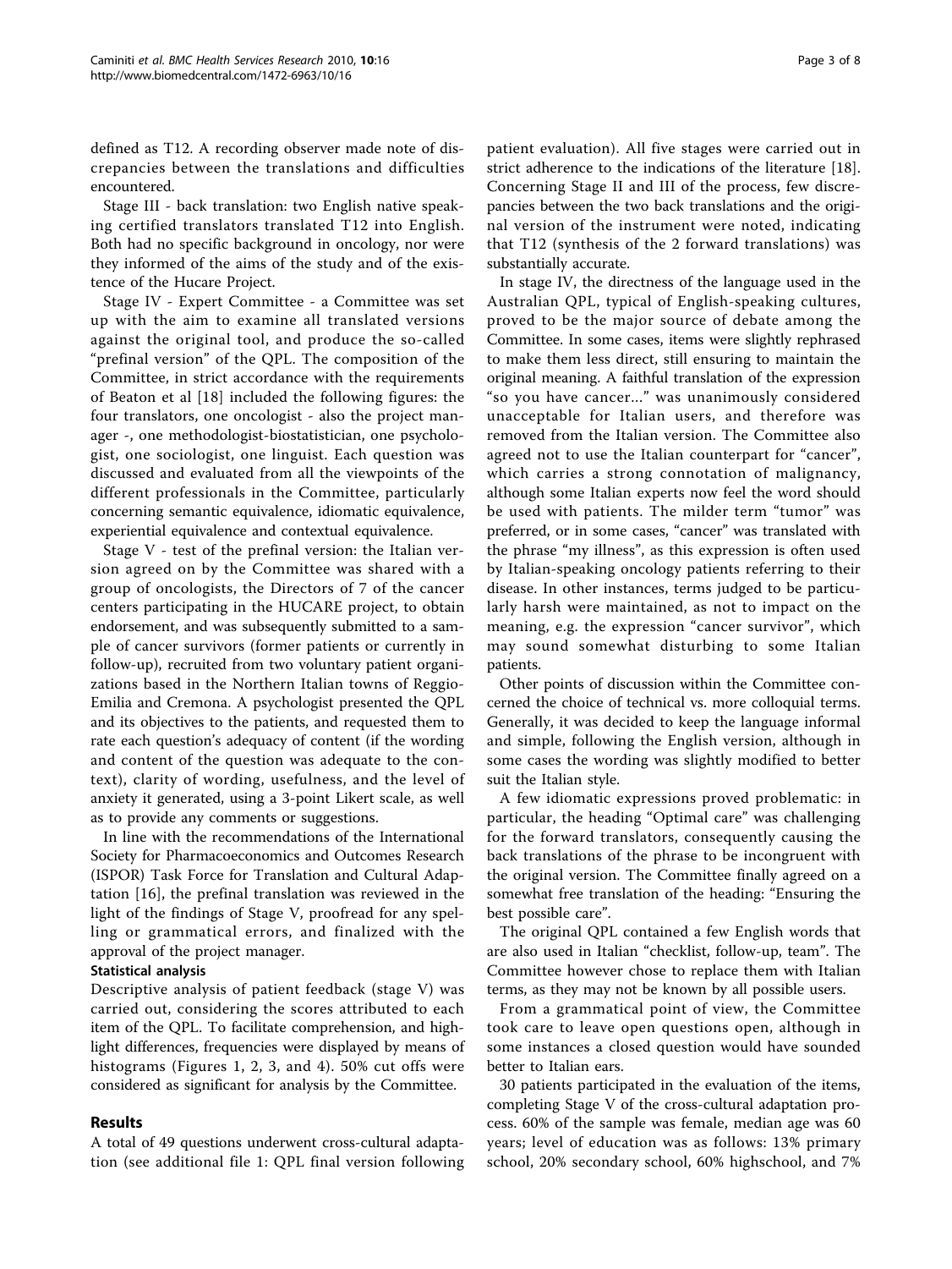defined as T12. A recording observer made note of discrepancies between the translations and difficulties encountered.

Stage III - back translation: two English native speaking certified translators translated T12 into English. Both had no specific background in oncology, nor were they informed of the aims of the study and of the existence of the Hucare Project.

Stage IV - Expert Committee - a Committee was set up with the aim to examine all translated versions against the original tool, and produce the so-called "prefinal version" of the QPL. The composition of the Committee, in strict accordance with the requirements of Beaton et al [18] included the following figures: the four translators, one oncologist - also the project manager -, one methodologist-biostatistician, one psychologist, one sociologist, one linguist. Each question was discussed and evaluated from all the viewpoints of the different professionals in the Committee, particularly concerning semantic equivalence, idiomatic equivalence, experiential equivalence and contextual equivalence.

Stage V - test of the prefinal version: the Italian version agreed on by the Committee was shared with a group of oncologists, the Directors of 7 of the cancer centers participating in the HUCARE project, to obtain endorsement, and was subsequently submitted to a sample of cancer survivors (former patients or currently in follow-up), recruited from two voluntary patient organizations based in the Northern Italian towns of Reggio-Emilia and Cremona. A psychologist presented the QPL and its objectives to the patients, and requested them to rate each question's adequacy of content (if the wording and content of the question was adequate to the context), clarity of wording, usefulness, and the level of anxiety it generated, using a 3-point Likert scale, as well as to provide any comments or suggestions.

In line with the recommendations of the International Society for Pharmacoeconomics and Outcomes Research (ISPOR) Task Force for Translation and Cultural Adaptation [16], the prefinal translation was reviewed in the light of the findings of Stage V, proofread for any spelling or grammatical errors, and finalized with the approval of the project manager.

#### Statistical analysis

Descriptive analysis of patient feedback (stage V) was carried out, considering the scores attributed to each item of the QPL. To facilitate comprehension, and highlight differences, frequencies were displayed by means of histograms (Figures 1, 2, 3, and 4). 50% cut offs were considered as significant for analysis by the Committee.

## Results

A total of 49 questions underwent cross-cultural adaptation (see additional file 1: QPL final version following patient evaluation). All five stages were carried out in strict adherence to the indications of the literature [18]. Concerning Stage II and III of the process, few discrepancies between the two back translations and the original version of the instrument were noted, indicating that T12 (synthesis of the 2 forward translations) was substantially accurate.

In stage IV, the directness of the language used in the Australian QPL, typical of English-speaking cultures, proved to be the major source of debate among the Committee. In some cases, items were slightly rephrased to make them less direct, still ensuring to maintain the original meaning. A faithful translation of the expression "so you have cancer..." was unanimously considered unacceptable for Italian users, and therefore was removed from the Italian version. The Committee also agreed not to use the Italian counterpart for "cancer", which carries a strong connotation of malignancy, although some Italian experts now feel the word should be used with patients. The milder term "tumor" was preferred, or in some cases, "cancer" was translated with the phrase "my illness", as this expression is often used by Italian-speaking oncology patients referring to their disease. In other instances, terms judged to be particularly harsh were maintained, as not to impact on the meaning, e.g. the expression "cancer survivor", which may sound somewhat disturbing to some Italian patients.

Other points of discussion within the Committee concerned the choice of technical vs. more colloquial terms. Generally, it was decided to keep the language informal and simple, following the English version, although in some cases the wording was slightly modified to better suit the Italian style.

A few idiomatic expressions proved problematic: in particular, the heading "Optimal care" was challenging for the forward translators, consequently causing the back translations of the phrase to be incongruent with the original version. The Committee finally agreed on a somewhat free translation of the heading: "Ensuring the best possible care".

The original QPL contained a few English words that are also used in Italian "checklist, follow-up, team". The Committee however chose to replace them with Italian terms, as they may not be known by all possible users.

From a grammatical point of view, the Committee took care to leave open questions open, although in some instances a closed question would have sounded better to Italian ears.

30 patients participated in the evaluation of the items, completing Stage V of the cross-cultural adaptation process. 60% of the sample was female, median age was 60 years; level of education was as follows: 13% primary school, 20% secondary school, 60% highschool, and 7%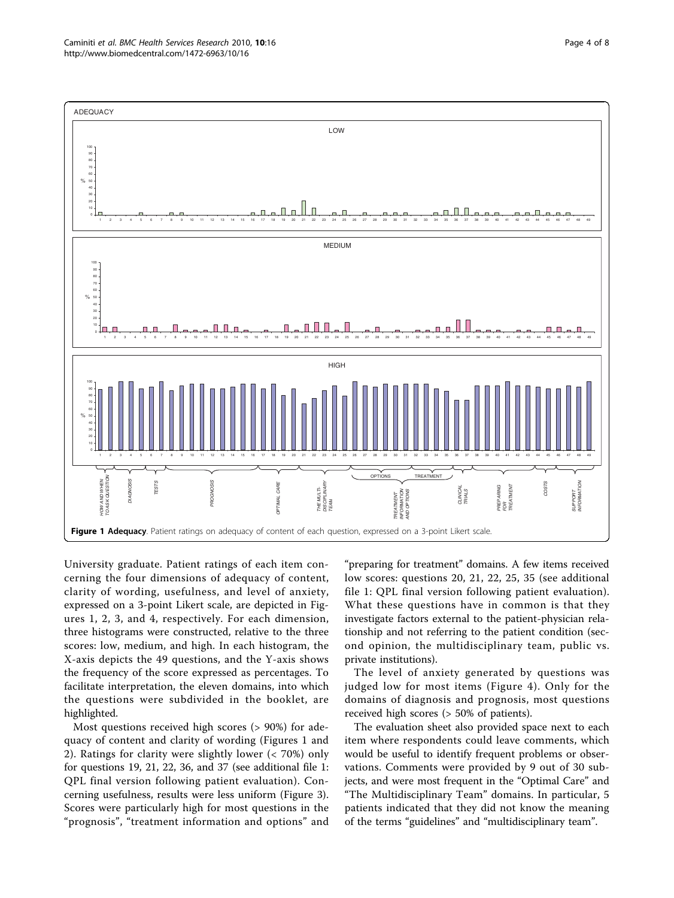**Figure 1 Adequacy**. Patient ratings on adequacy of content of each question, expressed on a 3-point Likert scale.

University graduate. Patient ratings of each item concerning the four dimensions of adequacy of content, clarity of wording, usefulness, and level of anxiety, expressed on a 3-point Likert scale, are depicted in Figures 1, 2, 3, and 4, respectively. For each dimension, three histograms were constructed, relative to the three scores: low, medium, and high. In each histogram, the X-axis depicts the 49 questions, and the Y-axis shows the frequency of the score expressed as percentages. To facilitate interpretation, the eleven domains, into which the questions were subdivided in the booklet, are highlighted.

Most questions received high scores (> 90%) for adequacy of content and clarity of wording (Figures 1 and 2). Ratings for clarity were slightly lower (< 70%) only for questions 19, 21, 22, 36, and 37 (see additional file 1: QPL final version following patient evaluation). Concerning usefulness, results were less uniform (Figure 3). Scores were particularly high for most questions in the "prognosis", "treatment information and options" and "preparing for treatment" domains. A few items received low scores: questions 20, 21, 22, 25, 35 (see additional file 1: QPL final version following patient evaluation). What these questions have in common is that they investigate factors external to the patient-physician relationship and not referring to the patient condition (second opinion, the multidisciplinary team, public vs. private institutions).

The level of anxiety generated by questions was judged low for most items (Figure 4). Only for the domains of diagnosis and prognosis, most questions received high scores (> 50% of patients).

The evaluation sheet also provided space next to each item where respondents could leave comments, which would be useful to identify frequent problems or observations. Comments were provided by 9 out of 30 subjects, and were most frequent in the "Optimal Care" and "The Multidisciplinary Team" domains. In particular, 5 patients indicated that they did not know the meaning of the terms "guidelines" and "multidisciplinary team".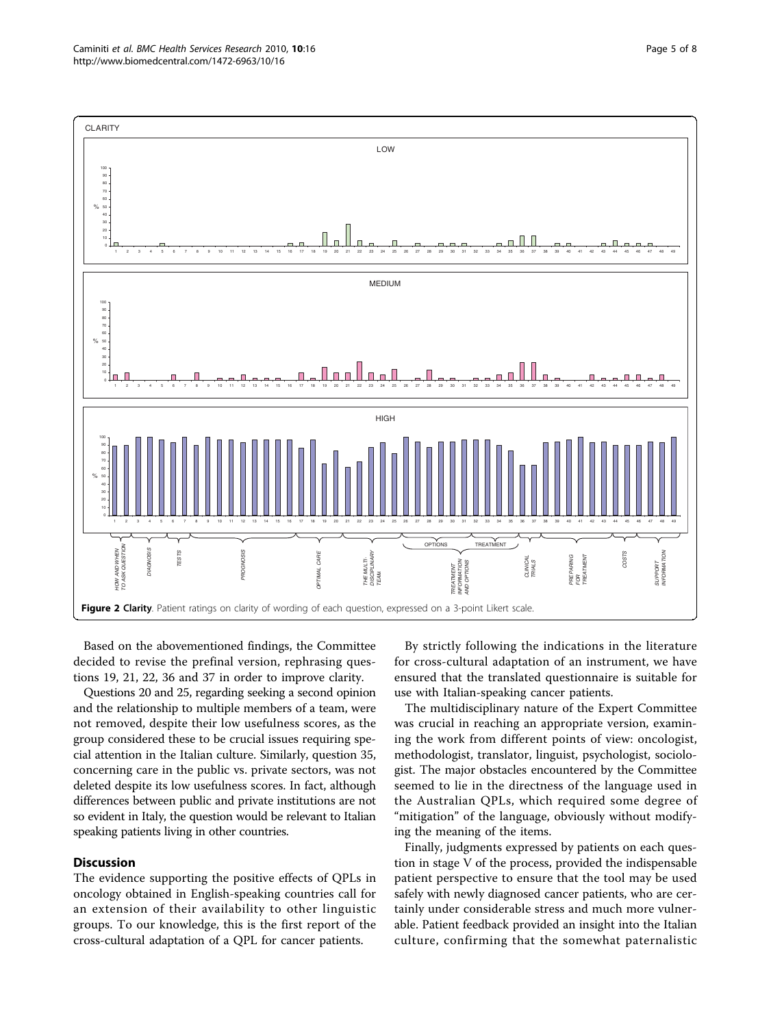**Figure 2 Clarity**. Patient ratings on clarity of wording of each question, expressed on a 3-point Likert scale.

Based on the abovementioned findings, the Committee decided to revise the prefinal version, rephrasing questions 19, 21, 22, 36 and 37 in order to improve clarity.

Questions 20 and 25, regarding seeking a second opinion and the relationship to multiple members of a team, were not removed, despite their low usefulness scores, as the group considered these to be crucial issues requiring special attention in the Italian culture. Similarly, question 35, concerning care in the public vs. private sectors, was not deleted despite its low usefulness scores. In fact, although differences between public and private institutions are not so evident in Italy, the question would be relevant to Italian speaking patients living in other countries.

## Discussion

The evidence supporting the positive effects of QPLs in oncology obtained in English-speaking countries call for an extension of their availability to other linguistic groups. To our knowledge, this is the first report of the cross-cultural adaptation of a QPL for cancer patients.

By strictly following the indications in the literature for cross-cultural adaptation of an instrument, we have ensured that the translated questionnaire is suitable for use with Italian-speaking cancer patients.

The multidisciplinary nature of the Expert Committee was crucial in reaching an appropriate version, examining the work from different points of view: oncologist, methodologist, translator, linguist, psychologist, sociologist. The major obstacles encountered by the Committee seemed to lie in the directness of the language used in the Australian QPLs, which required some degree of "mitigation" of the language, obviously without modifying the meaning of the items.

Finally, judgments expressed by patients on each question in stage V of the process, provided the indispensable patient perspective to ensure that the tool may be used safely with newly diagnosed cancer patients, who are certainly under considerable stress and much more vulnerable. Patient feedback provided an insight into the Italian culture, confirming that the somewhat paternalistic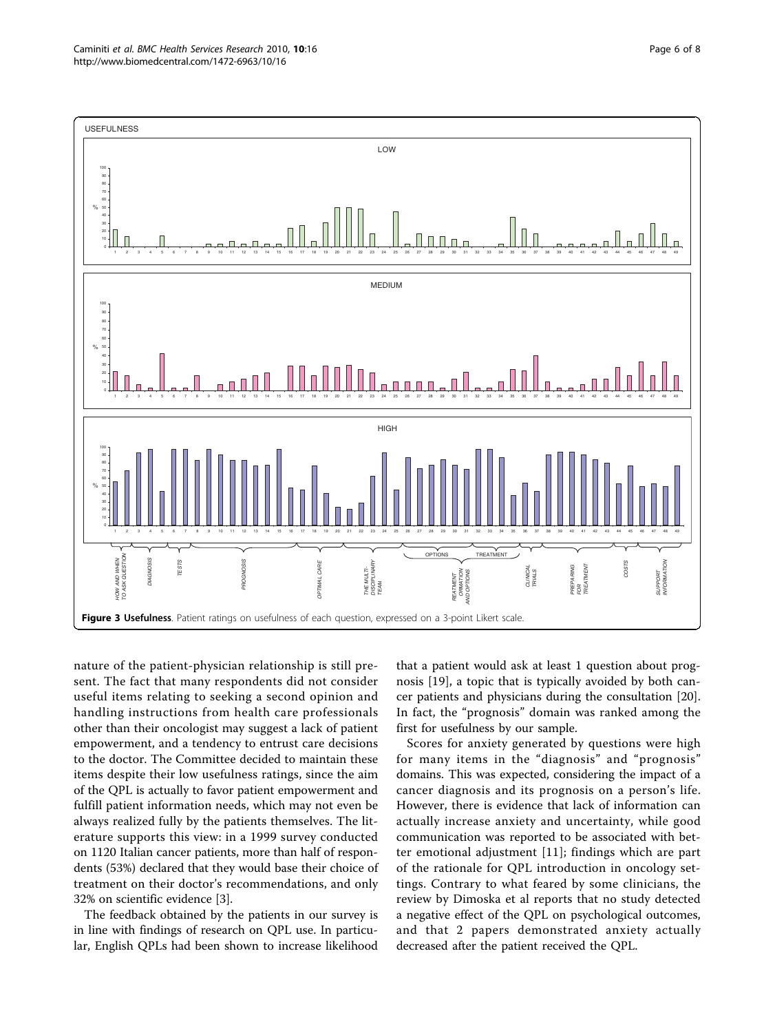Figure 3 Usefulness. Patient ratings on usefulness of each question, expressed on a 3-point Likert scale.

nature of the patient-physician relationship is still present. The fact that many respondents did not consider useful items relating to seeking a second opinion and handling instructions from health care professionals other than their oncologist may suggest a lack of patient empowerment, and a tendency to entrust care decisions to the doctor. The Committee decided to maintain these items despite their low usefulness ratings, since the aim of the QPL is actually to favor patient empowerment and fulfill patient information needs, which may not even be always realized fully by the patients themselves. The literature supports this view: in a 1999 survey conducted on 1120 Italian cancer patients, more than half of respondents (53%) declared that they would base their choice of treatment on their doctor's recommendations, and only 32% on scientific evidence [3].

The feedback obtained by the patients in our survey is in line with findings of research on QPL use. In particular, English QPLs had been shown to increase likelihood that a patient would ask at least 1 question about prognosis [19], a topic that is typically avoided by both cancer patients and physicians during the consultation [20]. In fact, the "prognosis" domain was ranked among the first for usefulness by our sample.

Scores for anxiety generated by questions were high for many items in the "diagnosis" and "prognosis" domains. This was expected, considering the impact of a cancer diagnosis and its prognosis on a person's life. However, there is evidence that lack of information can actually increase anxiety and uncertainty, while good communication was reported to be associated with better emotional adjustment [11]; findings which are part of the rationale for QPL introduction in oncology settings. Contrary to what feared by some clinicians, the review by Dimoska et al reports that no study detected a negative effect of the QPL on psychological outcomes, and that 2 papers demonstrated anxiety actually decreased after the patient received the QPL.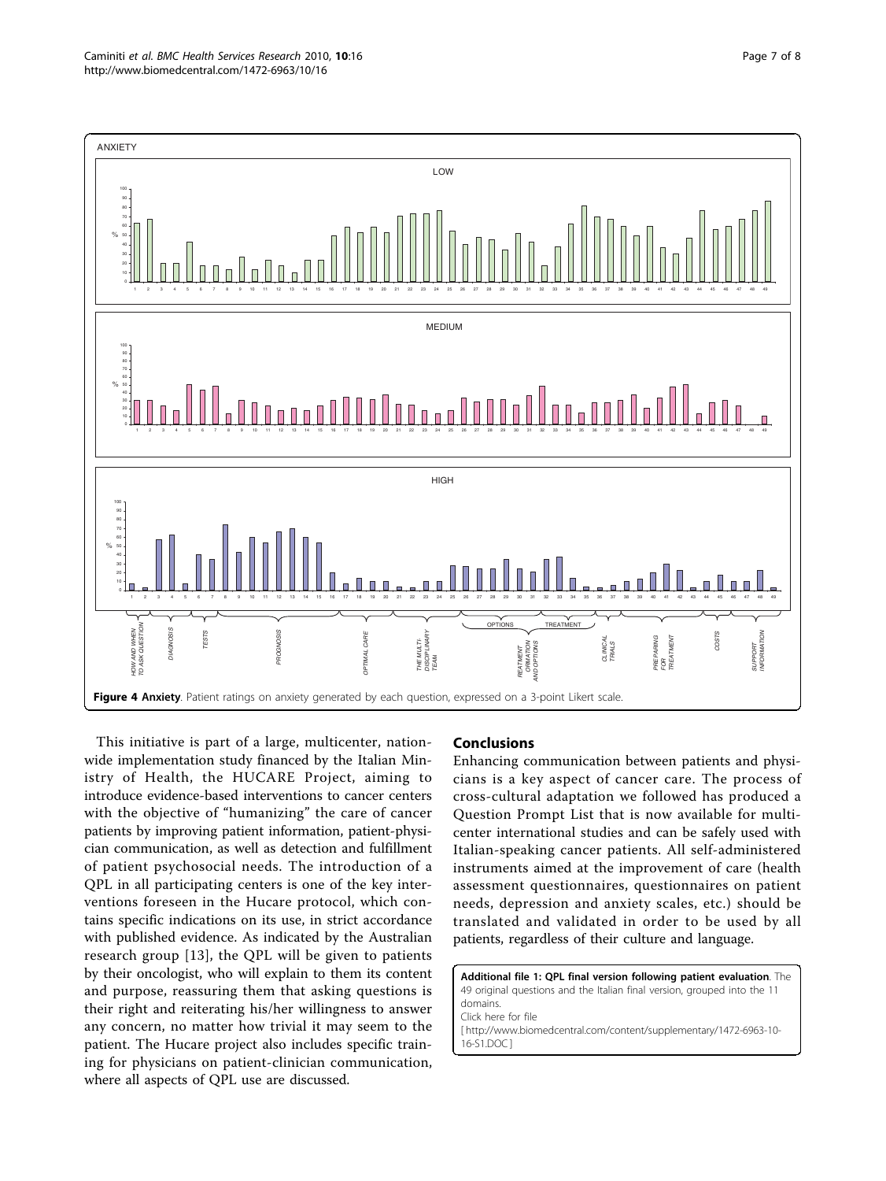**Figure 4 Anxiety**. Patient ratings on anxiety generated by each question, expressed on a 3-point Likert scale.

This initiative is part of a large, multicenter, nationwide implementation study financed by the Italian Ministry of Health, the HUCARE Project, aiming to introduce evidence-based interventions to cancer centers with the objective of "humanizing" the care of cancer patients by improving patient information, patient-physician communication, as well as detection and fulfillment of patient psychosocial needs. The introduction of a QPL in all participating centers is one of the key interventions foreseen in the Hucare protocol, which contains specific indications on its use, in strict accordance with published evidence. As indicated by the Australian research group [13], the QPL will be given to patients by their oncologist, who will explain to them its content and purpose, reassuring them that asking questions is their right and reiterating his/her willingness to answer any concern, no matter how trivial it may seem to the patient. The Hucare project also includes specific training for physicians on patient-clinician communication, where all aspects of QPL use are discussed.

## Conclusions

Enhancing communication between patients and physicians is a key aspect of cancer care. The process of cross-cultural adaptation we followed has produced a Question Prompt List that is now available for multicenter international studies and can be safely used with Italian-speaking cancer patients. All self-administered instruments aimed at the improvement of care (health assessment questionnaires, questionnaires on patient needs, depression and anxiety scales, etc.) should be translated and validated in order to be used by all patients, regardless of their culture and language.

**Additional file 1: QPL final version following patient evaluation**. The 49 original questions and the Italian final version, grouped into the 11 domains.
Click here for file
[ http://www.biomedcentral.com/content/supplementary/1472-6963-10-16-S1.DOC ]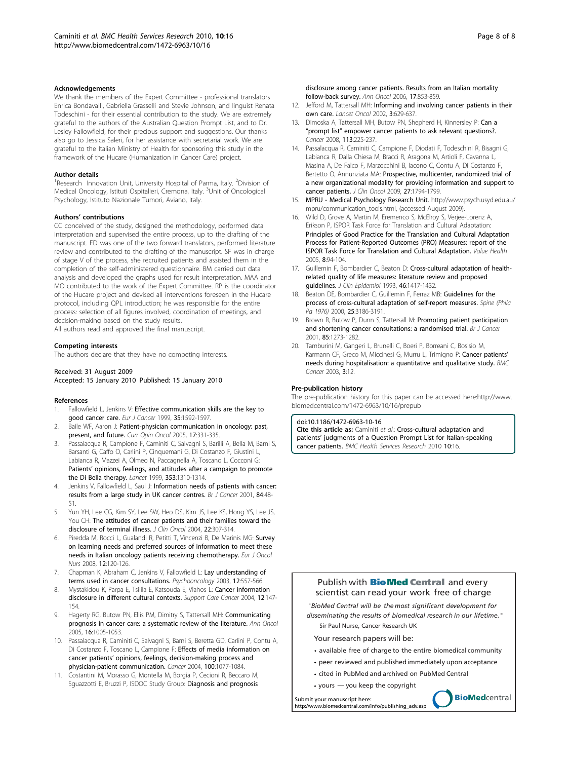#### Acknowledgements

We thank the members of the Expert Committee - professional translators Enrica Bondavalli, Gabriella Grasselli and Stevie Johnson, and linguist Renata Todeschini - for their essential contribution to the study. We are extremely grateful to the authors of the Australian Question Prompt List, and to Dr. Lesley Fallowfield, for their precious support and suggestions. Our thanks also go to Jessica Saleri, for her assistance with secretarial work. We are grateful to the Italian Ministry of Health for sponsoring this study in the framework of the Hucare (Humanization in Cancer Care) project.

#### Author details

[1]Research Innovation Unit, University Hospital of Parma, Italy. [2]Division of Medical Oncology, Istituti Ospitalieri, Cremona, Italy. [3]Unit of Oncological Psychology, Istituto Nazionale Tumori, Aviano, Italy.

#### Authors' contributions

CC conceived of the study, designed the methodology, performed data interpretation and supervised the entire process, up to the drafting of the manuscript. FD was one of the two forward translators, performed literature review and contributed to the drafting of the manuscript. SF was in charge of stage V of the process, she recruited patients and assisted them in the completion of the self-administered questionnaire. BM carried out data analysis and developed the graphs used for result interpretation. MAA and MO contributed to the work of the Expert Committee. RP is the coordinator of the Hucare project and devised all interventions foreseen in the Hucare protocol, including QPL introduction; he was responsible for the entire process: selection of all figures involved, coordination of meetings, and decision-making based on the study results.

All authors read and approved the final manuscript.

#### Competing interests

The authors declare that they have no competing interests.

Received: 31 August 2009
Accepted: 15 January 2010 Published: 15 January 2010

#### References

1. Fallowfield L, Jenkins V: **Effective communication skills are the key to good cancer care.** *Eur J Cancer* 1999, **35**:1592-1597.
2. Baile WF, Aaron J: **Patient-physician communication in oncology: past, present, and future.** *Curr Opin Oncol* 2005, **17**:331-335.
3. Passalacqua R, Campione F, Caminiti C, Salvagni S, Barilli A, Bella M, Barni S, Barsanti G, Caffo O, Carlini P, Cinquemani G, Di Costanzo F, Giustini L, Labianca R, Mazzei A, Olmeo N, Paccagnella A, Toscano L, Cocconi G: **Patients' opinions, feelings, and attitudes after a campaign to promote the Di Bella therapy.** *Lancet* 1999, **353**:1310-1314.
4. Jenkins V, Fallowfield L, Saul J: **Information needs of patients with cancer: results from a large study in UK cancer centres.** *Br J Cancer* 2001, **84**:48-51.
5. Yun YH, Lee CG, Kim SY, Lee SW, Heo DS, Kim JS, Lee KS, Hong YS, Lee JS, You CH: **The attitudes of cancer patients and their families toward the disclosure of terminal illness.** *J Clin Oncol* 2004, **22**:307-314.
6. Piredda M, Rocci L, Gualandi R, Petitti T, Vincenzi B, De Marinis MG: **Survey on learning needs and preferred sources of information to meet these needs in Italian oncology patients receiving chemotherapy.** *Eur J Oncol Nurs* 2008, **12**:120-126.
7. Chapman K, Abraham C, Jenkins V, Fallowfield L: **Lay understanding of terms used in cancer consultations.** *Psychooncology* 2003, **12**:557-566.
8. Mystakidou K, Parpa E, Tsilila E, Katsouda E, Vlahos L: **Cancer information disclosure in different cultural contexts.** *Support Care Cancer* 2004, **12**:147-154.
9. Hagerty RG, Butow PN, Ellis PM, Dimitry S, Tattersall MH: **Communicating prognosis in cancer care: a systematic review of the literature.** *Ann Oncol* 2005, **16**:1005-1053.
10. Passalacqua R, Caminiti C, Salvagni S, Barni S, Beretta GD, Carlini P, Contu A, Di Costanzo F, Toscano L, Campione F: **Effects of media information on cancer patients' opinions, feelings, decision-making process and physician-patient communication.** *Cancer* 2004, **100**:1077-1084.
11. Costantini M, Morasso G, Montella M, Borgia P, Cecioni R, Beccaro M, Sguazzotti E, Bruzzi P, ISDOC Study Group: **Diagnosis and prognosis disclosure among cancer patients. Results from an Italian mortality follow-back survey.** *Ann Oncol* 2006, **17**:853-859.
12. Jefford M, Tattersall MH: **Informing and involving cancer patients in their own care.** *Lancet Oncol* 2002, **3**:629-637.
13. Dimoska A, Tattersall MH, Butow PN, Shepherd H, Kinnersley P: **Can a "prompt list" empower cancer patients to ask relevant questions?.** *Cancer* 2008, **113**:225-237.
14. Passalacqua R, Caminiti C, Campione F, Diodati F, Todeschini R, Bisagni G, Labianca R, Dalla Chiesa M, Bracci R, Aragona M, Artioli F, Cavanna L, Masina A, De Falco F, Marzocchini B, Iacono C, Contu A, Di Costanzo F, Bertetto O, Annunziata MA: **Prospective, multicenter, randomized trial of a new organizational modality for providing information and support to cancer patients.** *J Clin Oncol* 2009, **27**:1794-1799.
15. MPRU - Medical Psychology Research Unit. http://www.psych.usyd.edu.au/mpru/communication_tools.html, (accessed August 2009).
16. Wild D, Grove A, Martin M, Eremenco S, McElroy S, Verjee-Lorenz A, Erikson P, ISPOR Task Force for Translation and Cultural Adaptation: **Principles of Good Practice for the Translation and Cultural Adaptation Process for Patient-Reported Outcomes (PRO) Measures: report of the ISPOR Task Force for Translation and Cultural Adaptation.** *Value Health* 2005, **8**:94-104.
17. Guillemin F, Bombardier C, Beaton D: **Cross-cultural adaptation of health-related quality of life measures: literature review and proposed guidelines.** *J Clin Epidemiol* 1993, **46**:1417-1432.
18. Beaton DE, Bombardier C, Guillemin F, Ferraz MB: **Guidelines for the process of cross-cultural adaptation of self-report measures.** *Spine (Phila Pa 1976)* 2000, **25**:3186-3191.
19. Brown R, Butow P, Dunn S, Tattersall M: **Promoting patient participation and shortening cancer consultations: a randomised trial.** *Br J Cancer* 2001, **85**:1273-1282.
20. Tamburini M, Gangeri L, Brunelli C, Boeri P, Borreani C, Bosisio M, Karmann CF, Greco M, Miccinesi G, Murru L, Trimigno P: **Cancer patients' needs during hospitalisation: a quantitative and qualitative study.** *BMC Cancer* 2003, **3**:12.

#### Pre-publication history

The pre-publication history for this paper can be accessed here:http://www.biomedcentral.com/1472-6963/10/16/prepub

doi:10.1186/1472-6963-10-16
**Cite this article as:** Caminiti *et al.*: Cross-cultural adaptation and patients' judgments of a Question Prompt List for Italian-speaking cancer patients. *BMC Health Services Research* 2010 **10**:16.